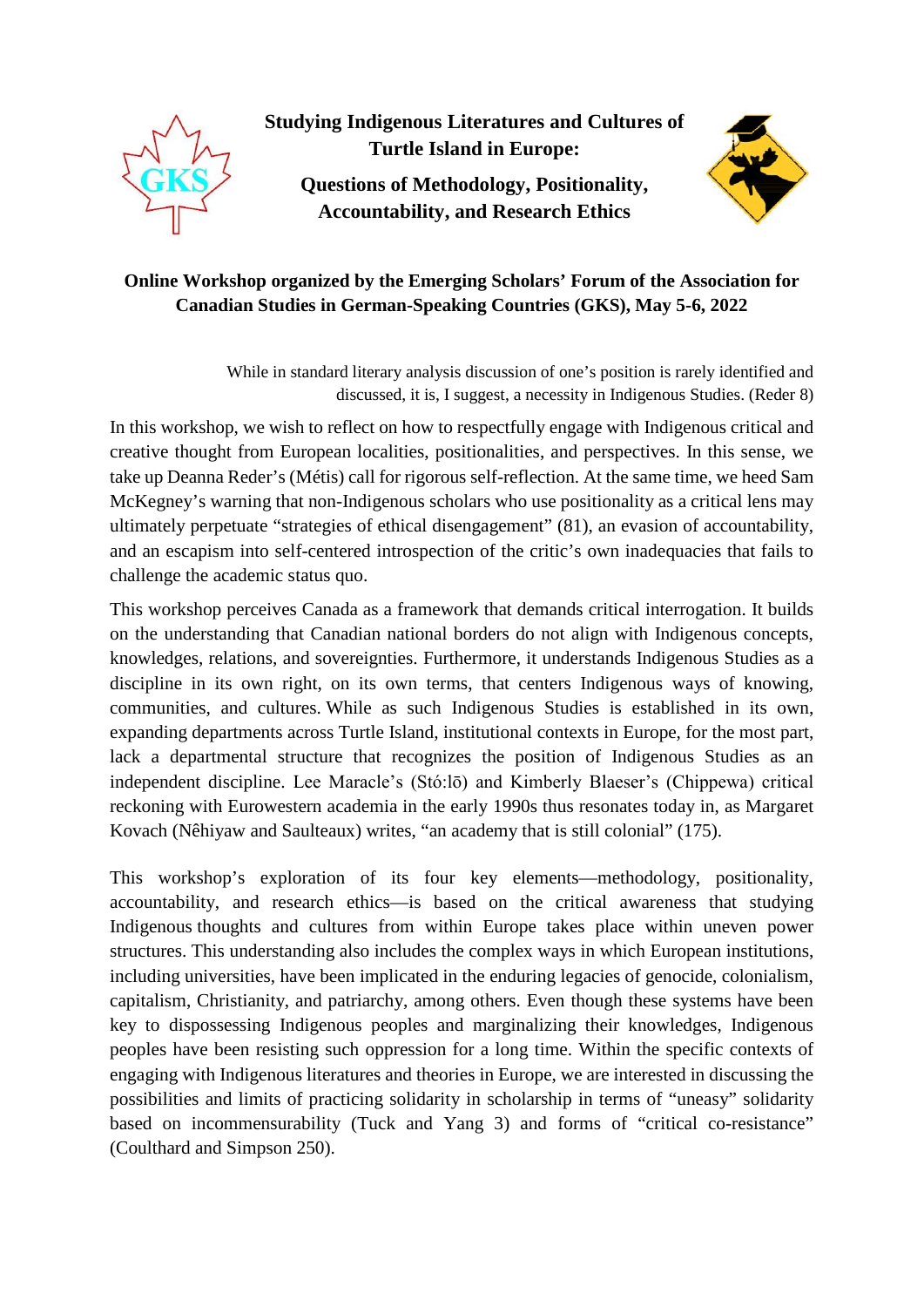# Studying Indigenous Literatures and Cultures of Turtle Island in Europe:

## Questions of Methodology, Positionality, Accountability, and Research Ethics

**Online Workshop organized by the Emerging Scholars' Forum of the Association for Canadian Studies in German-Speaking Countries (GKS), May 5-6, 2022**

> While in standard literary analysis discussion of one's position is rarely identified and discussed, it is, I suggest, a necessity in Indigenous Studies. (Reder 8)

In this workshop, we wish to reflect on how to respectfully engage with Indigenous critical and creative thought from European localities, positionalities, and perspectives. In this sense, we take up Deanna Reder's (Métis) call for rigorous self-reflection. At the same time, we heed Sam McKegney's warning that non-Indigenous scholars who use positionality as a critical lens may ultimately perpetuate "strategies of ethical disengagement" (81), an evasion of accountability, and an escapism into self-centered introspection of the critic's own inadequacies that fails to challenge the academic status quo.

This workshop perceives Canada as a framework that demands critical interrogation. It builds on the understanding that Canadian national borders do not align with Indigenous concepts, knowledges, relations, and sovereignties. Furthermore, it understands Indigenous Studies as a discipline in its own right, on its own terms, that centers Indigenous ways of knowing, communities, and cultures. While as such Indigenous Studies is established in its own, expanding departments across Turtle Island, institutional contexts in Europe, for the most part, lack a departmental structure that recognizes the position of Indigenous Studies as an independent discipline. Lee Maracle's (Stó:lō) and Kimberly Blaeser's (Chippewa) critical reckoning with Eurowestern academia in the early 1990s thus resonates today in, as Margaret Kovach (Nêhiyaw and Saulteaux) writes, "an academy that is still colonial" (175).

This workshop's exploration of its four key elements—methodology, positionality, accountability, and research ethics—is based on the critical awareness that studying Indigenous thoughts and cultures from within Europe takes place within uneven power structures. This understanding also includes the complex ways in which European institutions, including universities, have been implicated in the enduring legacies of genocide, colonialism, capitalism, Christianity, and patriarchy, among others. Even though these systems have been key to dispossessing Indigenous peoples and marginalizing their knowledges, Indigenous peoples have been resisting such oppression for a long time. Within the specific contexts of engaging with Indigenous literatures and theories in Europe, we are interested in discussing the possibilities and limits of practicing solidarity in scholarship in terms of "uneasy" solidarity based on incommensurability (Tuck and Yang 3) and forms of "critical co-resistance" (Coulthard and Simpson 250).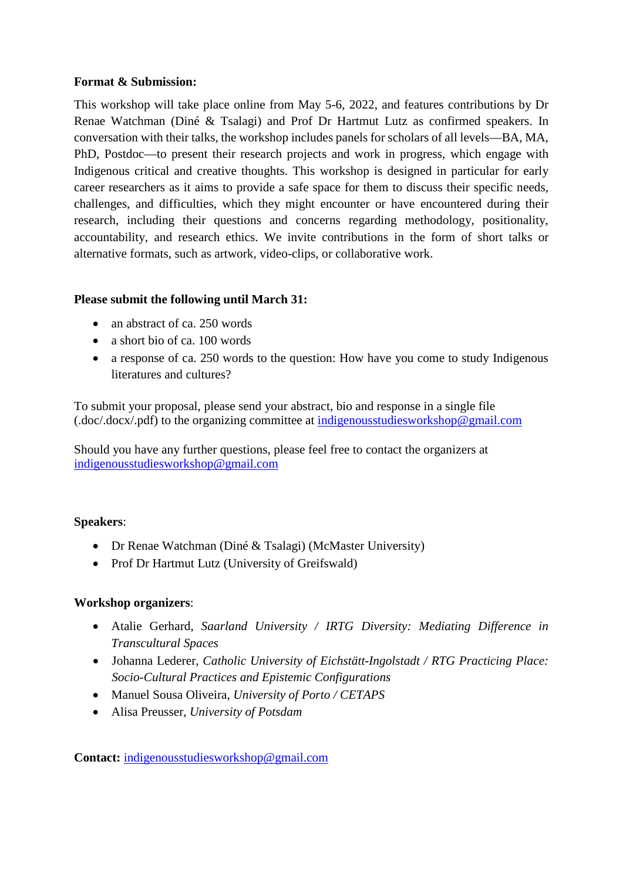**Format & Submission:**

This workshop will take place online from May 5-6, 2022, and features contributions by Dr Renae Watchman (Diné & Tsalagi) and Prof Dr Hartmut Lutz as confirmed speakers. In conversation with their talks, the workshop includes panels for scholars of all levels—BA, MA, PhD, Postdoc—to present their research projects and work in progress, which engage with Indigenous critical and creative thoughts. This workshop is designed in particular for early career researchers as it aims to provide a safe space for them to discuss their specific needs, challenges, and difficulties, which they might encounter or have encountered during their research, including their questions and concerns regarding methodology, positionality, accountability, and research ethics. We invite contributions in the form of short talks or alternative formats, such as artwork, video-clips, or collaborative work.

**Please submit the following until March 31:**

- an abstract of ca. 250 words
- a short bio of ca. 100 words
- a response of ca. 250 words to the question: How have you come to study Indigenous literatures and cultures?

To submit your proposal, please send your abstract, bio and response in a single file (.doc/.docx/.pdf) to the organizing committee at indigenousstudiesworkshop@gmail.com

Should you have any further questions, please feel free to contact the organizers at indigenousstudiesworkshop@gmail.com

**Speakers**:

- Dr Renae Watchman (Diné & Tsalagi) (McMaster University)
- Prof Dr Hartmut Lutz (University of Greifswald)

**Workshop organizers**:

- Atalie Gerhard, *Saarland University / IRTG Diversity: Mediating Difference in Transcultural Spaces*
- Johanna Lederer, *Catholic University of Eichstätt-Ingolstadt / RTG Practicing Place: Socio-Cultural Practices and Epistemic Configurations*
- Manuel Sousa Oliveira, *University of Porto / CETAPS*
- Alisa Preusser, *University of Potsdam*

**Contact:** indigenousstudiesworkshop@gmail.com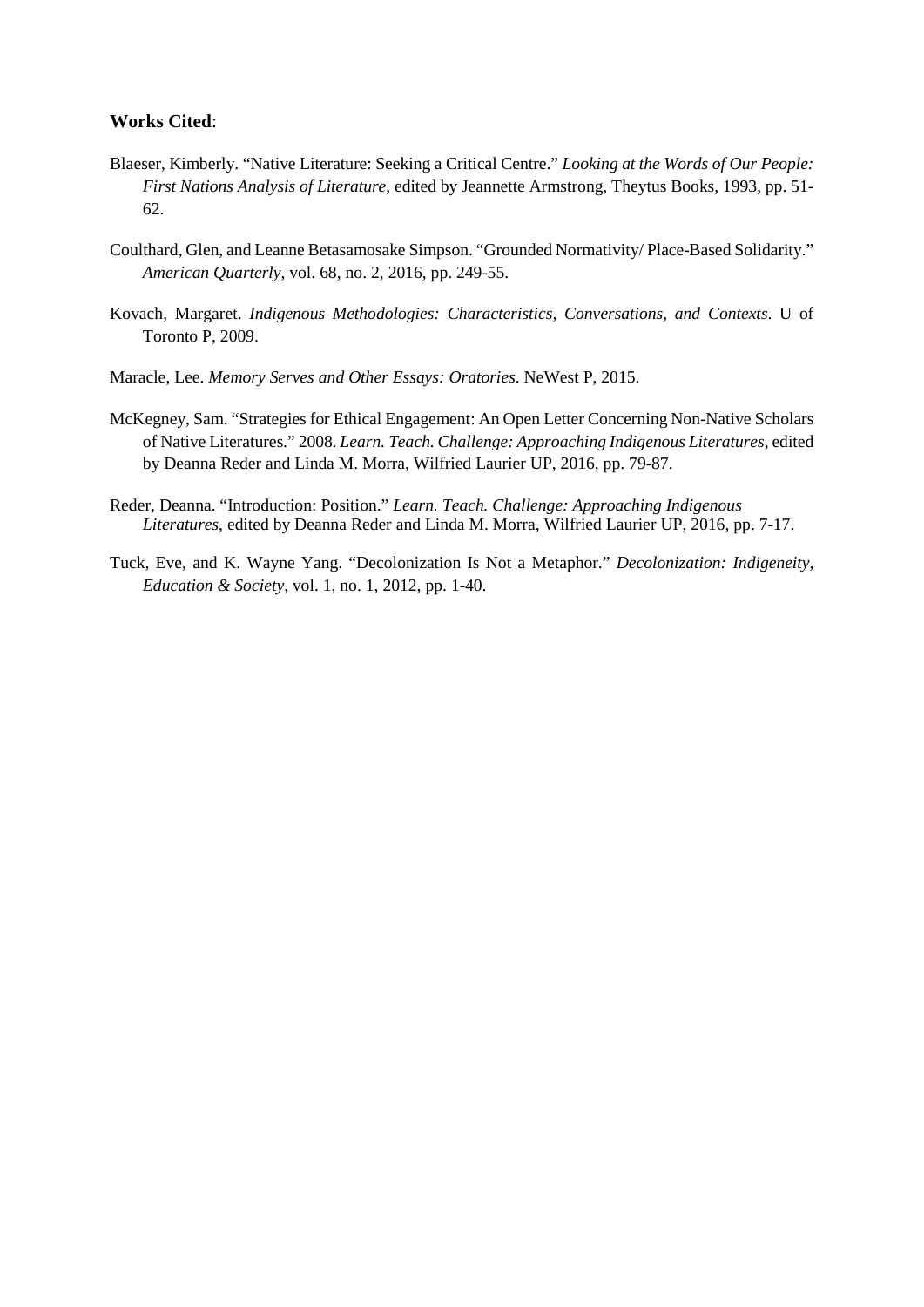**Works Cited**:

Blaeser, Kimberly. "Native Literature: Seeking a Critical Centre." *Looking at the Words of Our People: First Nations Analysis of Literature*, edited by Jeannette Armstrong, Theytus Books, 1993, pp. 51-62.

Coulthard, Glen, and Leanne Betasamosake Simpson. "Grounded Normativity/ Place-Based Solidarity." *American Quarterly*, vol. 68, no. 2, 2016, pp. 249-55.

Kovach, Margaret. *Indigenous Methodologies: Characteristics, Conversations, and Contexts*. U of Toronto P, 2009.

Maracle, Lee. *Memory Serves and Other Essays: Oratories*. NeWest P, 2015.

McKegney, Sam. "Strategies for Ethical Engagement: An Open Letter Concerning Non-Native Scholars of Native Literatures." 2008. *Learn. Teach. Challenge: Approaching Indigenous Literatures*, edited by Deanna Reder and Linda M. Morra, Wilfried Laurier UP, 2016, pp. 79-87.

Reder, Deanna. "Introduction: Position." *Learn. Teach. Challenge: Approaching Indigenous Literatures*, edited by Deanna Reder and Linda M. Morra, Wilfried Laurier UP, 2016, pp. 7-17.

Tuck, Eve, and K. Wayne Yang. "Decolonization Is Not a Metaphor." *Decolonization: Indigeneity, Education & Society*, vol. 1, no. 1, 2012, pp. 1-40.